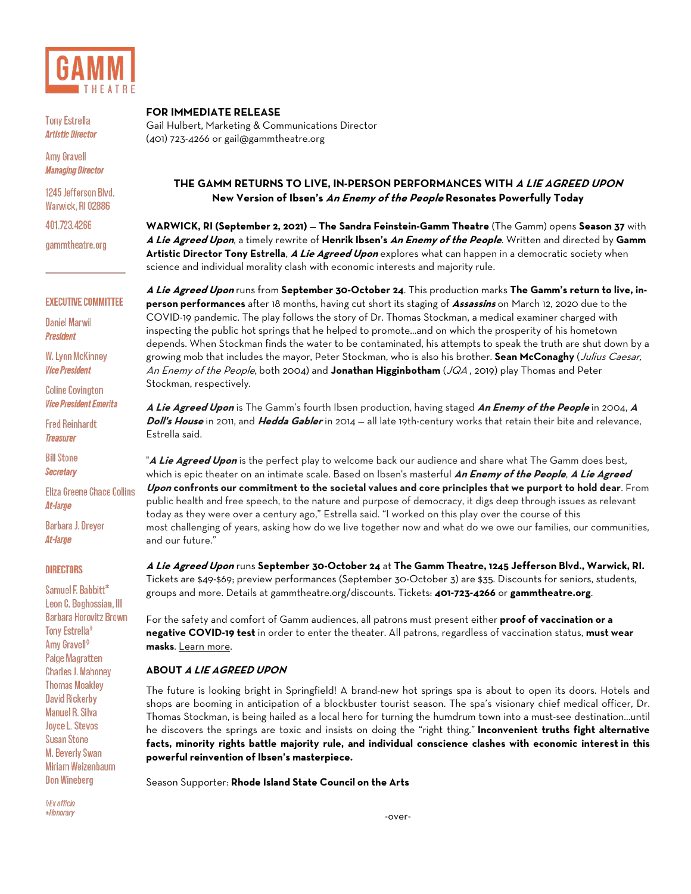GAMM THEATRE

Tony Estrella
*Artistic Director*

Amy Gravell
*Managing Director*

1245 Jefferson Blvd.
Warwick, RI 02886

401.723.4266

gammtheatre.org

EXECUTIVE COMMITTEE

Daniel Marwil
*President*

W. Lynn McKinney
*Vice President*

Coline Covington
*Vice President Emerita*

Fred Reinhardt
*Treasurer*

Bill Stone
*Secretary*

Eliza Greene Chace Collins
*At-large*

Barbara J. Dreyer
*At-large*

DIRECTORS

Samuel F. Babbitt±
Leon C. Boghossian, III
Barbara Horovitz Brown
Tony Estrella◊
Amy Gravell◊
Paige Magratten
Charles J. Mahoney
Thomas Moakley
David Rickerby
Manuel R. Silva
Joyce L. Stevos
Susan Stone
M. Beverly Swan
Miriam Weizenbaum
Don Wineberg

◊*Ex officio*
±*Honorary*

**FOR IMMEDIATE RELEASE**
Gail Hulbert, Marketing & Communications Director
(401) 723-4266 or gail@gammtheatre.org

**THE GAMM RETURNS TO LIVE, IN-PERSON PERFORMANCES WITH *A LIE AGREED UPON***
**New Version of Ibsen's *An Enemy of the People* Resonates Powerfully Today**

**WARWICK, RI (September 2, 2021)** — **The Sandra Feinstein-Gamm Theatre** (The Gamm) opens **Season 37** with ***A Lie Agreed Upon***, a timely rewrite of **Henrik Ibsen's *An Enemy of the People***. Written and directed by **Gamm Artistic Director Tony Estrella**, ***A Lie Agreed Upon*** explores what can happen in a democratic society when science and individual morality clash with economic interests and majority rule.

***A Lie Agreed Upon*** runs from **September 30-October 24**. This production marks **The Gamm's return to live, in-person performances** after 18 months, having cut short its staging of ***Assassins*** on March 12, 2020 due to the COVID-19 pandemic. The play follows the story of Dr. Thomas Stockman, a medical examiner charged with inspecting the public hot springs that he helped to promote…and on which the prosperity of his hometown depends. When Stockman finds the water to be contaminated, his attempts to speak the truth are shut down by a growing mob that includes the mayor, Peter Stockman, who is also his brother. **Sean McConaghy** (*Julius Caesar, An Enemy of the People*, both 2004) and **Jonathan Higginbotham** (*JQA* , 2019) play Thomas and Peter Stockman, respectively.

***A Lie Agreed Upon*** is The Gamm's fourth Ibsen production, having staged ***An Enemy of the People*** in 2004, ***A Doll's House*** in 2011, and ***Hedda Gabler*** in 2014 — all late 19th-century works that retain their bite and relevance, Estrella said.

"***A Lie Agreed Upon*** is the perfect play to welcome back our audience and share what The Gamm does best, which is epic theater on an intimate scale. Based on Ibsen's masterful ***An Enemy of the People***, ***A Lie Agreed Upon* confronts our commitment to the societal values and core principles that we purport to hold dear**. From public health and free speech, to the nature and purpose of democracy, it digs deep through issues as relevant today as they were over a century ago," Estrella said. "I worked on this play over the course of this most challenging of years, asking how do we live together now and what do we owe our families, our communities, and our future."

***A Lie Agreed Upon*** runs **September 30-October 24** at **The Gamm Theatre, 1245 Jefferson Blvd., Warwick, RI.** Tickets are $49-$69; preview performances (September 30-October 3) are $35. Discounts for seniors, students, groups and more. Details at gammtheatre.org/discounts. Tickets: **401-723-4266** or **gammtheatre.org**.

For the safety and comfort of Gamm audiences, all patrons must present either **proof of vaccination or a negative COVID-19 test** in order to enter the theater. All patrons, regardless of vaccination status, **must wear masks**. Learn more.

**ABOUT *A LIE AGREED UPON***

The future is looking bright in Springfield! A brand-new hot springs spa is about to open its doors. Hotels and shops are booming in anticipation of a blockbuster tourist season. The spa's visionary chief medical officer, Dr. Thomas Stockman, is being hailed as a local hero for turning the humdrum town into a must-see destination…until he discovers the springs are toxic and insists on doing the "right thing." **Inconvenient truths fight alternative facts, minority rights battle majority rule, and individual conscience clashes with economic interest in this powerful reinvention of Ibsen's masterpiece.**

Season Supporter: **Rhode Island State Council on the Arts**

-over-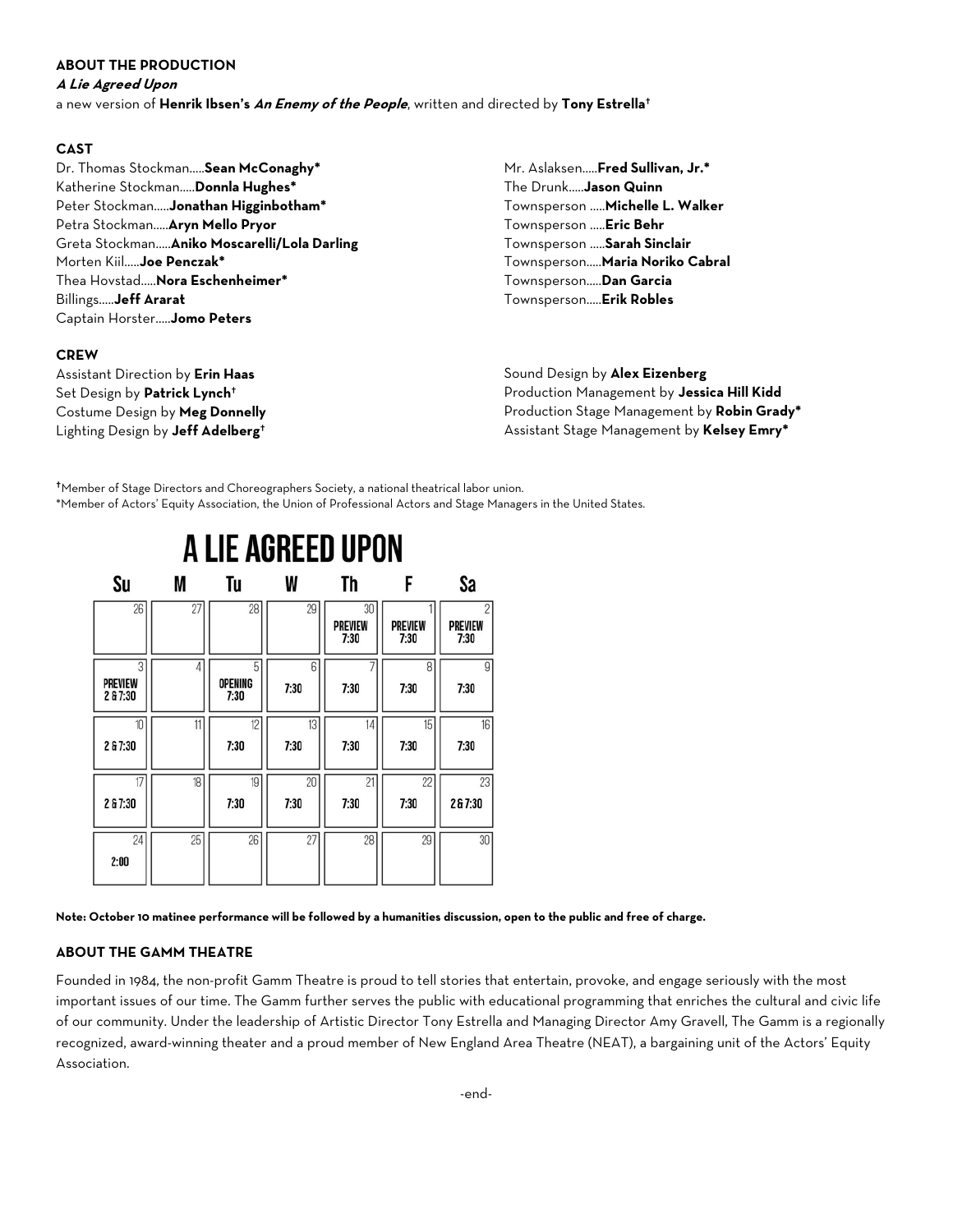**ABOUT THE PRODUCTION**

***A Lie Agreed Upon***

a new version of **Henrik Ibsen's *An Enemy of the People***, written and directed by **Tony Estrella†**

**CAST**

Dr. Thomas Stockman.....**Sean McConaghy***
Katherine Stockman.....**Donnla Hughes***
Peter Stockman.....**Jonathan Higginbotham***
Petra Stockman.....**Aryn Mello Pryor**
Greta Stockman.....**Aniko Moscarelli/Lola Darling**
Morten Kiil.....**Joe Penczak***
Thea Hovstad.....**Nora Eschenheimer***
Billings.....**Jeff Ararat**
Captain Horster.....**Jomo Peters**
Mr. Aslaksen.....**Fred Sullivan, Jr.***
The Drunk.....**Jason Quinn**
Townsperson .....**Michelle L. Walker**
Townsperson .....**Eric Behr**
Townsperson .....**Sarah Sinclair**
Townsperson.....**Maria Noriko Cabral**
Townsperson.....**Dan Garcia**
Townsperson.....**Erik Robles**

**CREW**

Assistant Direction by **Erin Haas**
Set Design by **Patrick Lynch†**
Costume Design by **Meg Donnelly**
Lighting Design by **Jeff Adelberg†**
Sound Design by **Alex Eizenberg**
Production Management by **Jessica Hill Kidd**
Production Stage Management by **Robin Grady***
Assistant Stage Management by **Kelsey Emry***

†Member of Stage Directors and Choreographers Society, a national theatrical labor union.
*Member of Actors' Equity Association, the Union of Professional Actors and Stage Managers in the United States.

## A LIE AGREED UPON

| Su | M | Tu | W | Th | F | Sa |
|---|---|---|---|---|---|---|
| 26 | 27 | 28 | 29 | 30 PREVIEW 7:30 | 1 PREVIEW 7:30 | 2 PREVIEW 7:30 |
| 3 PREVIEW 2 & 7:30 | 4 | 5 OPENING 7:30 | 6 7:30 | 7 7:30 | 8 7:30 | 9 7:30 |
| 10 2 & 7:30 | 11 | 12 7:30 | 13 7:30 | 14 7:30 | 15 7:30 | 16 7:30 |
| 17 2 & 7:30 | 18 | 19 7:30 | 20 7:30 | 21 7:30 | 22 7:30 | 23 2 & 7:30 |
| 24 2:00 | 25 | 26 | 27 | 28 | 29 | 30 |

**Note: October 10 matinee performance will be followed by a humanities discussion, open to the public and free of charge.**

**ABOUT THE GAMM THEATRE**

Founded in 1984, the non-profit Gamm Theatre is proud to tell stories that entertain, provoke, and engage seriously with the most important issues of our time. The Gamm further serves the public with educational programming that enriches the cultural and civic life of our community. Under the leadership of Artistic Director Tony Estrella and Managing Director Amy Gravell, The Gamm is a regionally recognized, award-winning theater and a proud member of New England Area Theatre (NEAT), a bargaining unit of the Actors' Equity Association.

-end-